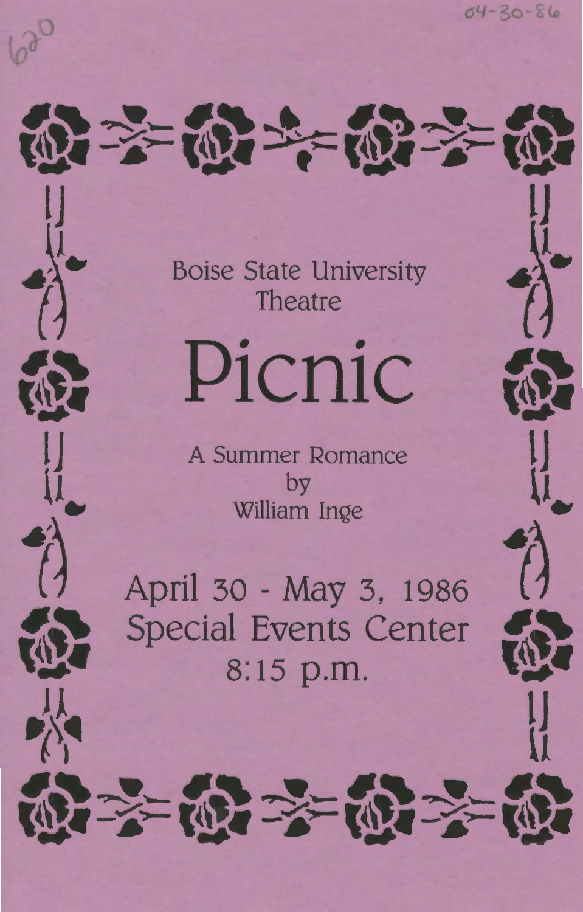Boise State University
Theatre

# Picnic

A Summer Romance
by
William Inge

April 30 - May 3, 1986
Special Events Center
8:15 p.m.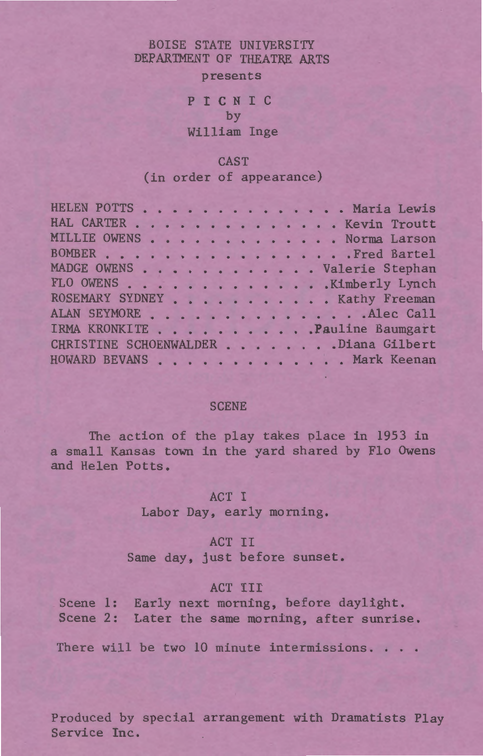BOISE STATE UNIVERSITY
DEPARTMENT OF THEATRE ARTS
presents

# P I C N I C

by
William Inge

## CAST
(in order of appearance)

| | |
|---|---|
| HELEN POTTS | Maria Lewis |
| HAL CARTER | Kevin Troutt |
| MILLIE OWENS | Norma Larson |
| BOMBER | Fred Bartel |
| MADGE OWENS | Valerie Stephan |
| FLO OWENS | Kimberly Lynch |
| ROSEMARY SYDNEY | Kathy Freeman |
| ALAN SEYMORE | Alec Call |
| IRMA KRONKITE | Pauline Baumgart |
| CHRISTINE SCHOENWALDER | Diana Gilbert |
| HOWARD BEVANS | Mark Keenan |

## SCENE

The action of the play takes place in 1953 in a small Kansas town in the yard shared by Flo Owens and Helen Potts.

ACT I
Labor Day, early morning.

ACT II
Same day, just before sunset.

ACT III
Scene 1: Early next morning, before daylight.
Scene 2: Later the same morning, after sunrise.

There will be two 10 minute intermissions. . . .

Produced by special arrangement with Dramatists Play Service Inc.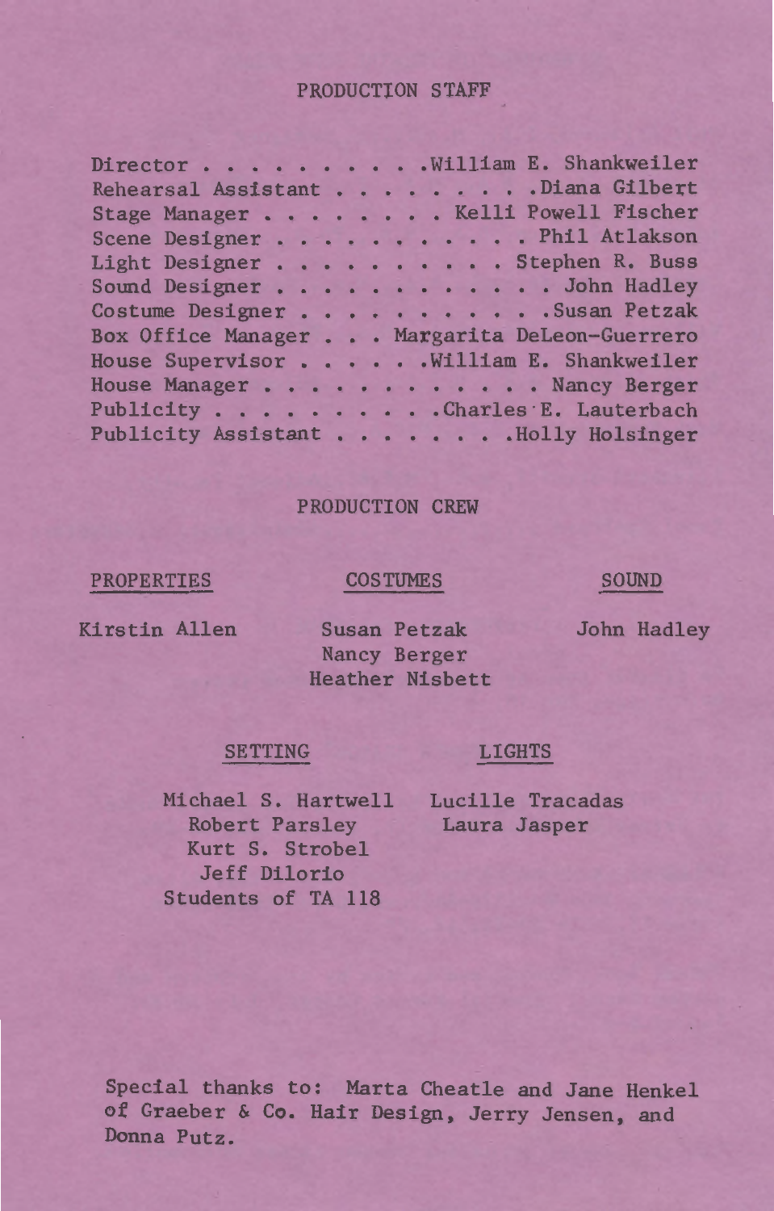## PRODUCTION STAFF

Director . . . . . . . . . .William E. Shankweiler
Rehearsal Assistant . . . . . . . . .Diana Gilbert
Stage Manager . . . . . . . . Kelli Powell Fischer
Scene Designer . . . . . . . . . . . Phil Atlakson
Light Designer . . . . . . . . . . Stephen R. Buss
Sound Designer . . . . . . . . . . . . John Hadley
Costume Designer . . . . . . . . . . .Susan Petzak
Box Office Manager . . . Margarita DeLeon-Guerrero
House Supervisor . . . . . .William E. Shankweiler
House Manager . . . . . . . . . . . . Nancy Berger
Publicity . . . . . . . . . .Charles E. Lauterbach
Publicity Assistant . . . . . . . .Holly Holsinger

## PRODUCTION CREW

**PROPERTIES**

Kirstin Allen

**COSTUMES**

Susan Petzak
Nancy Berger
Heather Nisbett

**SOUND**

John Hadley

**SETTING**

Michael S. Hartwell
Robert Parsley
Kurt S. Strobel
Jeff DiIorio
Students of TA 118

**LIGHTS**

Lucille Tracadas
Laura Jasper

Special thanks to: Marta Cheatle and Jane Henkel of Graeber & Co. Hair Design, Jerry Jensen, and Donna Putz.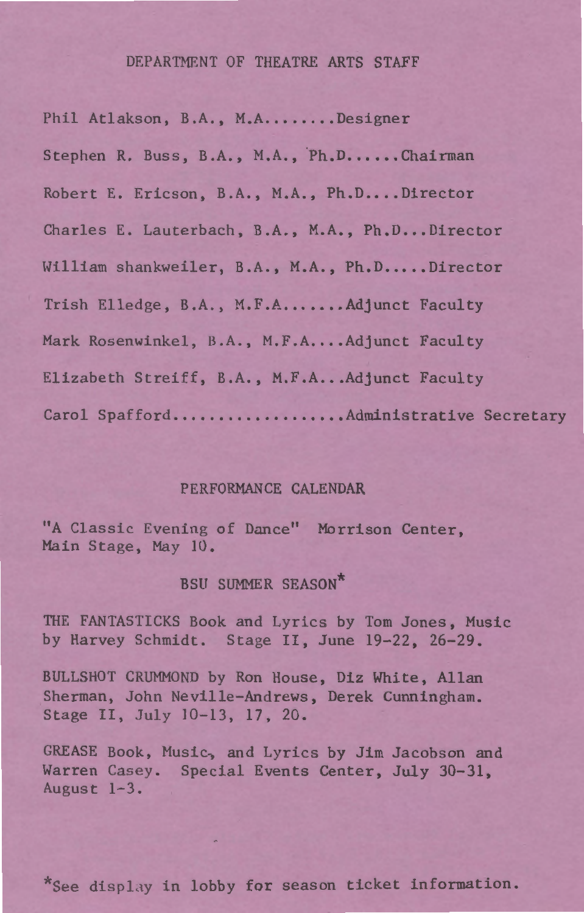## DEPARTMENT OF THEATRE ARTS STAFF

Phil Atlakson, B.A., M.A........Designer

Stephen R. Buss, B.A., M.A., Ph.D......Chairman

Robert E. Ericson, B.A., M.A., Ph.D....Director

Charles E. Lauterbach, B.A., M.A., Ph.D...Director

William shankweiler, B.A., M.A., Ph.D.....Director

Trish Elledge, B.A., M.F.A.......Adjunct Faculty

Mark Rosenwinkel, B.A., M.F.A....Adjunct Faculty

Elizabeth Streiff, B.A., M.F.A...Adjunct Faculty

Carol Spafford...................Administrative Secretary

## PERFORMANCE CALENDAR

"A Classic Evening of Dance" Morrison Center, Main Stage, May 10.

### BSU SUMMER SEASON*

THE FANTASTICKS Book and Lyrics by Tom Jones, Music by Harvey Schmidt. Stage II, June 19-22, 26-29.

BULLSHOT CRUMMOND by Ron House, Diz White, Allan Sherman, John Neville-Andrews, Derek Cunningham. Stage II, July 10-13, 17, 20.

GREASE Book, Music, and Lyrics by Jim Jacobson and Warren Casey. Special Events Center, July 30-31, August 1-3.

*See display in lobby for season ticket information.